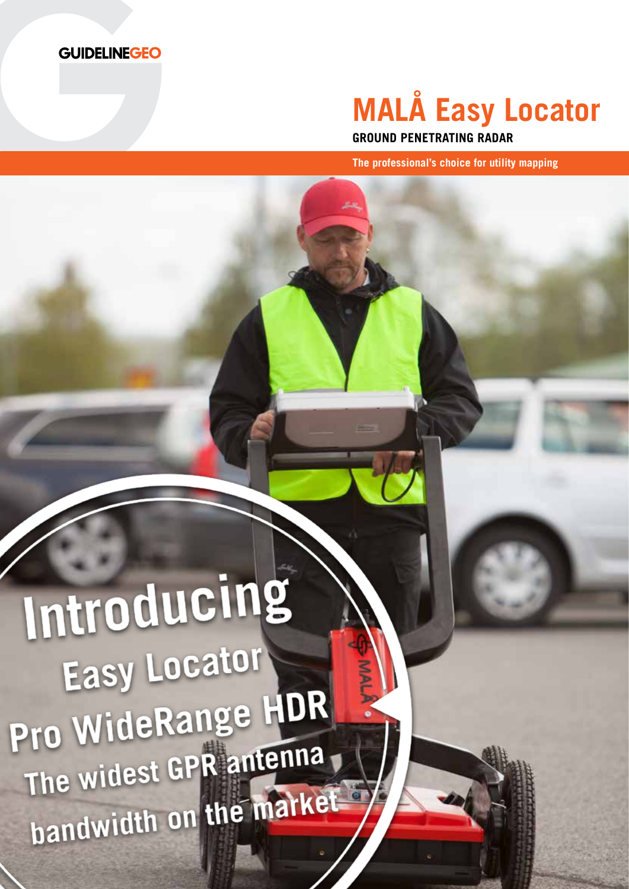GUIDELINEGEO

# MALÅ Easy Locator

**GROUND PENETRATING RADAR**

**The professional's choice for utility mapping**

## Introducing Easy Locator Pro WideRange HDR

The widest GPR antenna bandwidth on the market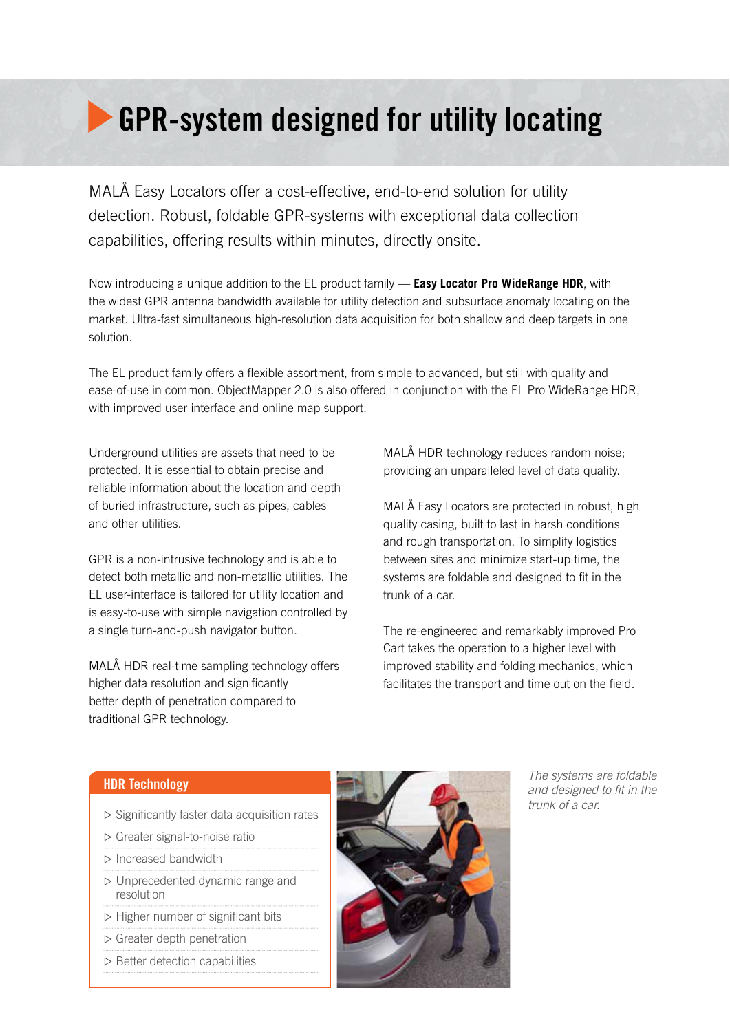# GPR-system designed for utility locating

MALÅ Easy Locators offer a cost-effective, end-to-end solution for utility detection. Robust, foldable GPR-systems with exceptional data collection capabilities, offering results within minutes, directly onsite.

Now introducing a unique addition to the EL product family — **Easy Locator Pro WideRange HDR**, with the widest GPR antenna bandwidth available for utility detection and subsurface anomaly locating on the market. Ultra-fast simultaneous high-resolution data acquisition for both shallow and deep targets in one solution.

The EL product family offers a flexible assortment, from simple to advanced, but still with quality and ease-of-use in common. ObjectMapper 2.0 is also offered in conjunction with the EL Pro WideRange HDR, with improved user interface and online map support.

Underground utilities are assets that need to be protected. It is essential to obtain precise and reliable information about the location and depth of buried infrastructure, such as pipes, cables and other utilities.

GPR is a non-intrusive technology and is able to detect both metallic and non-metallic utilities. The EL user-interface is tailored for utility location and is easy-to-use with simple navigation controlled by a single turn-and-push navigator button.

MALÅ HDR real-time sampling technology offers higher data resolution and significantly better depth of penetration compared to traditional GPR technology.

MALÅ HDR technology reduces random noise; providing an unparalleled level of data quality.

MALÅ Easy Locators are protected in robust, high quality casing, built to last in harsh conditions and rough transportation. To simplify logistics between sites and minimize start-up time, the systems are foldable and designed to fit in the trunk of a car.

The re-engineered and remarkably improved Pro Cart takes the operation to a higher level with improved stability and folding mechanics, which facilitates the transport and time out on the field.

## HDR Technology

- ▷ Significantly faster data acquisition rates
- ▷ Greater signal-to-noise ratio
- ▷ Increased bandwidth
- ▷ Unprecedented dynamic range and resolution
- ▷ Higher number of significant bits
- ▷ Greater depth penetration
- ▷ Better detection capabilities

*The systems are foldable and designed to fit in the trunk of a car.*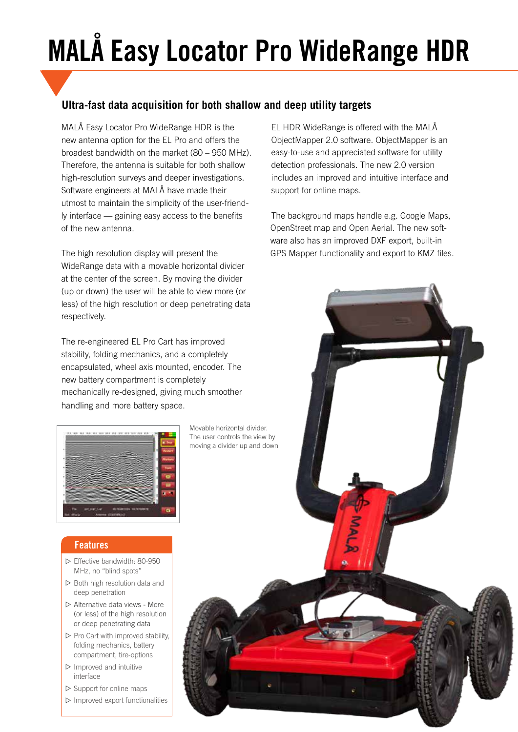# MALÅ Easy Locator Pro WideRange HDR

## Ultra-fast data acquisition for both shallow and deep utility targets

MALÅ Easy Locator Pro WideRange HDR is the new antenna option for the EL Pro and offers the broadest bandwidth on the market (80 – 950 MHz). Therefore, the antenna is suitable for both shallow high-resolution surveys and deeper investigations. Software engineers at MALÅ have made their utmost to maintain the simplicity of the user-friendly interface — gaining easy access to the benefits of the new antenna.

The high resolution display will present the WideRange data with a movable horizontal divider at the center of the screen. By moving the divider (up or down) the user will be able to view more (or less) of the high resolution or deep penetrating data respectively.

The re-engineered EL Pro Cart has improved stability, folding mechanics, and a completely encapsulated, wheel axis mounted, encoder. The new battery compartment is completely mechanically re-designed, giving much smoother handling and more battery space.

EL HDR WideRange is offered with the MALÅ ObjectMapper 2.0 software. ObjectMapper is an easy-to-use and appreciated software for utility detection professionals. The new 2.0 version includes an improved and intuitive interface and support for online maps.

The background maps handle e.g. Google Maps, OpenStreet map and Open Aerial. The new software also has an improved DXF export, built-in GPS Mapper functionality and export to KMZ files.

Movable horizontal divider. The user controls the view by moving a divider up and down

### Features

- ▷ Effective bandwidth: 80-950 MHz, no “blind spots”
- ▷ Both high resolution data and deep penetration
- ▷ Alternative data views - More (or less) of the high resolution or deep penetrating data
- ▷ Pro Cart with improved stability, folding mechanics, battery compartment, tire-options
- ▷ Improved and intuitive interface
- ▷ Support for online maps
- ▷ Improved export functionalities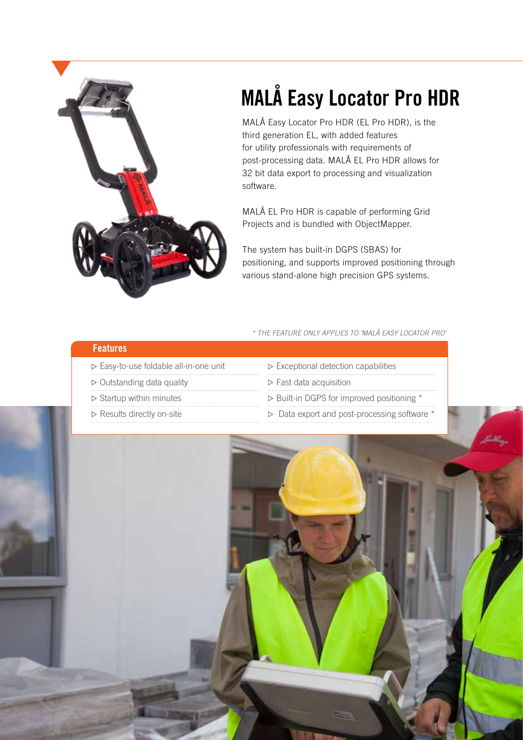# MALÅ Easy Locator Pro HDR

MALÅ Easy Locator Pro HDR (EL Pro HDR), is the third generation EL, with added features for utility professionals with requirements of post-processing data. MALÅ EL Pro HDR allows for 32 bit data export to processing and visualization software.

MALÅ EL Pro HDR is capable of performing Grid Projects and is bundled with ObjectMapper.

The system has built-in DGPS (SBAS) for positioning, and supports improved positioning through various stand-alone high precision GPS systems.

*\* THE FEATURE ONLY APPLIES TO 'MALÅ EASY LOCATOR PRO'*

## Features

- ▷ Easy-to-use foldable all-in-one unit
- ▷ Outstanding data quality
- ▷ Startup within minutes
- ▷ Results directly on-site
- ▷ Exceptional detection capabilities
- ▷ Fast data acquisition
- ▷ Built-in DGPS for improved positioning *
- ▷ Data export and post-processing software *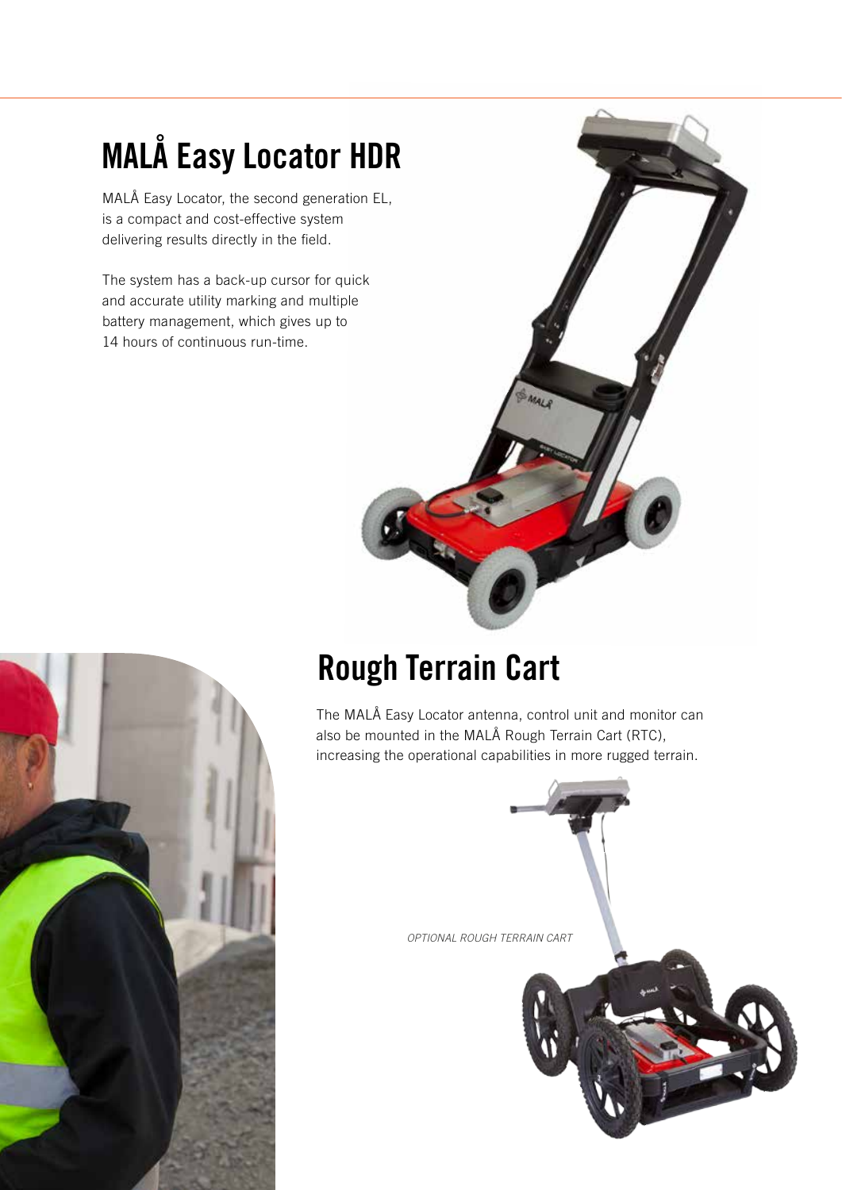# MALÅ Easy Locator HDR

MALÅ Easy Locator, the second generation EL, is a compact and cost-effective system delivering results directly in the field.

The system has a back-up cursor for quick and accurate utility marking and multiple battery management, which gives up to 14 hours of continuous run-time.

## Rough Terrain Cart

The MALÅ Easy Locator antenna, control unit and monitor can also be mounted in the MALÅ Rough Terrain Cart (RTC), increasing the operational capabilities in more rugged terrain.

*OPTIONAL ROUGH TERRAIN CART*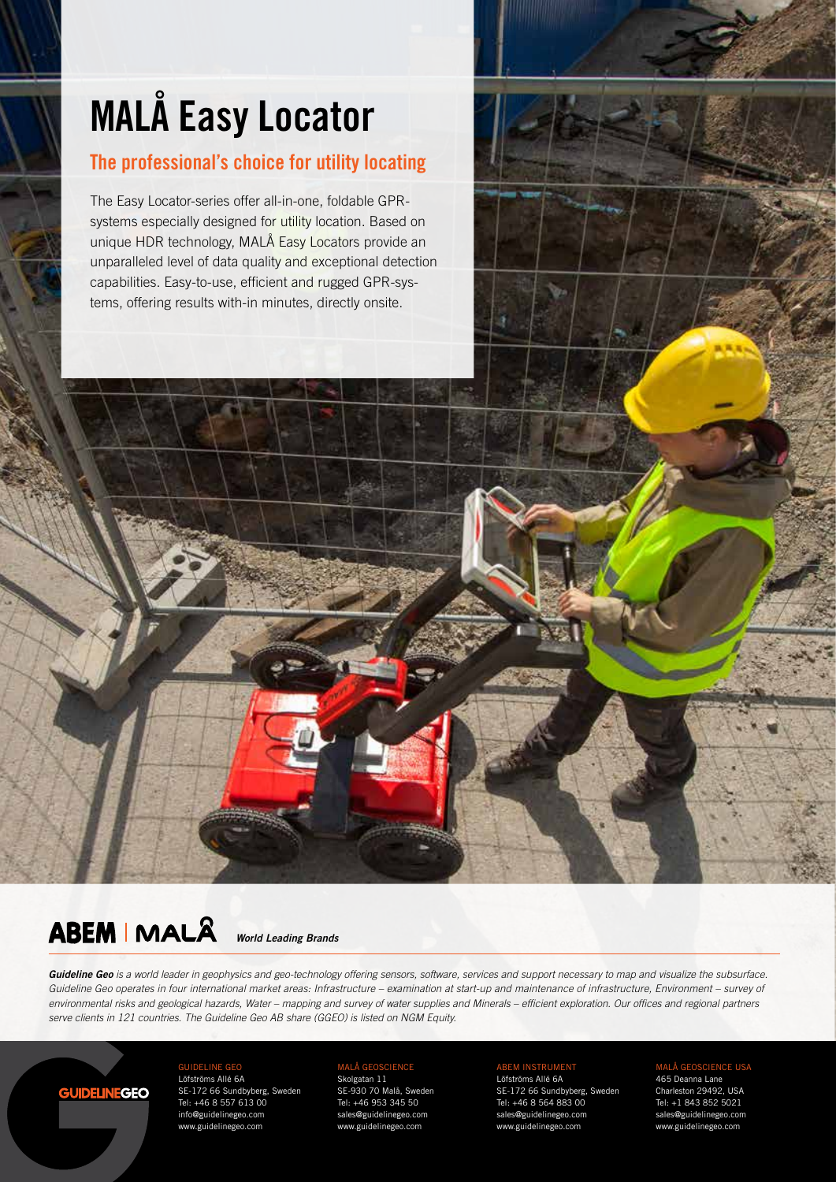# MALÅ Easy Locator

## The professional's choice for utility locating

The Easy Locator-series offer all-in-one, foldable GPR-systems especially designed for utility location. Based on unique HDR technology, MALÅ Easy Locators provide an unparalleled level of data quality and exceptional detection capabilities. Easy-to-use, efficient and rugged GPR-systems, offering results with-in minutes, directly onsite.

ABEM | MALÅ ***World Leading Brands***

***Guideline Geo*** *is a world leader in geophysics and geo-technology offering sensors, software, services and support necessary to map and visualize the subsurface. Guideline Geo operates in four international market areas: Infrastructure – examination at start-up and maintenance of infrastructure, Environment – survey of environmental risks and geological hazards, Water – mapping and survey of water supplies and Minerals – efficient exploration. Our offices and regional partners serve clients in 121 countries. The Guideline Geo AB share (GGEO) is listed on NGM Equity.*

GUIDELINEGEO

GUIDELINE GEO
Löfströms Allé 6A
SE-172 66 Sundbyberg, Sweden
Tel: +46 8 557 613 00
info@guidelinegeo.com
www.guidelinegeo.com

MALÅ GEOSCIENCE
Skolgatan 11
SE-930 70 Malå, Sweden
Tel: +46 953 345 50
sales@guidelinegeo.com
www.guidelinegeo.com

ABEM INSTRUMENT
Löfströms Allé 6A
SE-172 66 Sundbyberg, Sweden
Tel: +46 8 564 883 00
sales@guidelinegeo.com
www.guidelinegeo.com

MALÅ GEOSCIENCE USA
465 Deanna Lane
Charleston 29492, USA
Tel: +1 843 852 5021
sales@guidelinegeo.com
www.guidelinegeo.com